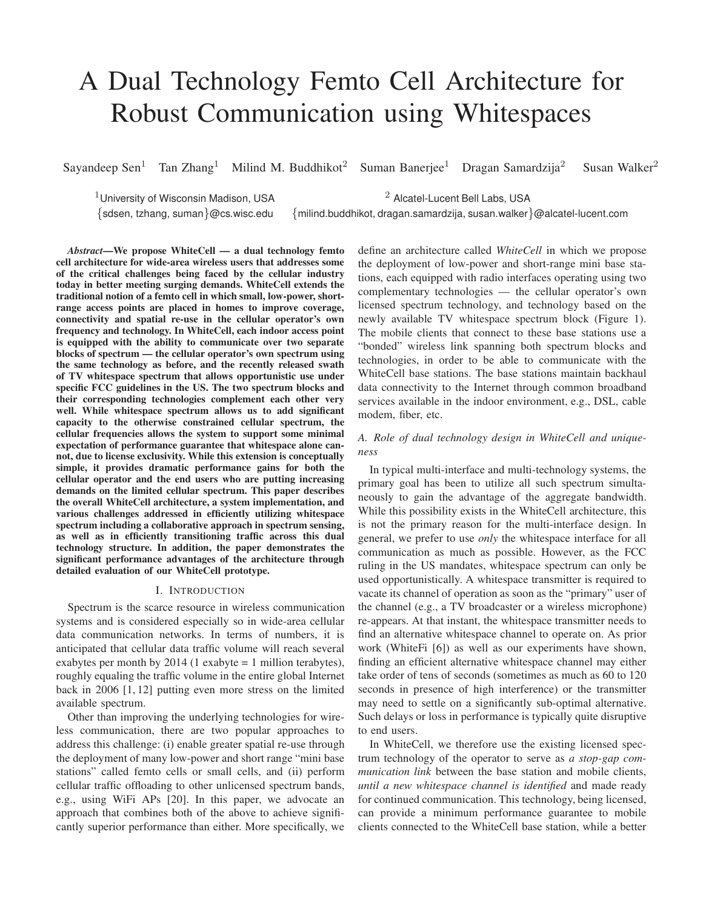# A Dual Technology Femto Cell Architecture for Robust Communication using Whitespaces

Sayandeep Sen[1] Tan Zhang[1] Milind M. Buddhikot[2] Suman Banerjee[1] Dragan Samardzija[2] Susan Walker[2]

[1]University of Wisconsin Madison, USA
{sdsen, tzhang, suman}@cs.wisc.edu

[2] Alcatel-Lucent Bell Labs, USA
{milind.buddhikot, dragan.samardzija, susan.walker}@alcatel-lucent.com

***Abstract*—We propose WhiteCell — a dual technology femto cell architecture for wide-area wireless users that addresses some of the critical challenges being faced by the cellular industry today in better meeting surging demands. WhiteCell extends the traditional notion of a femto cell in which small, low-power, short-range access points are placed in homes to improve coverage, connectivity and spatial re-use in the cellular operator's own frequency and technology. In WhiteCell, each indoor access point is equipped with the ability to communicate over two separate blocks of spectrum — the cellular operator's own spectrum using the same technology as before, and the recently released swath of TV whitespace spectrum that allows opportunistic use under specific FCC guidelines in the US. The two spectrum blocks and their corresponding technologies complement each other very well. While whitespace spectrum allows us to add significant capacity to the otherwise constrained cellular spectrum, the cellular frequencies allows the system to support some minimal expectation of performance guarantee that whitespace alone cannot, due to license exclusivity. While this extension is conceptually simple, it provides dramatic performance gains for both the cellular operator and the end users who are putting increasing demands on the limited cellular spectrum. This paper describes the overall WhiteCell architecture, a system implementation, and various challenges addressed in efficiently utilizing whitespace spectrum including a collaborative approach in spectrum sensing, as well as in efficiently transitioning traffic across this dual technology structure. In addition, the paper demonstrates the significant performance advantages of the architecture through detailed evaluation of our WhiteCell prototype.**

## I. Introduction

Spectrum is the scarce resource in wireless communication systems and is considered especially so in wide-area cellular data communication networks. In terms of numbers, it is anticipated that cellular data traffic volume will reach several exabytes per month by 2014 (1 exabyte = 1 million terabytes), roughly equaling the traffic volume in the entire global Internet back in 2006 [1, 12] putting even more stress on the limited available spectrum.

Other than improving the underlying technologies for wireless communication, there are two popular approaches to address this challenge: (i) enable greater spatial re-use through the deployment of many low-power and short range "mini base stations" called femto cells or small cells, and (ii) perform cellular traffic offloading to other unlicensed spectrum bands, e.g., using WiFi APs [20]. In this paper, we advocate an approach that combines both of the above to achieve significantly superior performance than either. More specifically, we define an architecture called *WhiteCell* in which we propose the deployment of low-power and short-range mini base stations, each equipped with radio interfaces operating using two complementary technologies — the cellular operator's own licensed spectrum technology, and technology based on the newly available TV whitespace spectrum block (Figure 1). The mobile clients that connect to these base stations use a "bonded" wireless link spanning both spectrum blocks and technologies, in order to be able to communicate with the WhiteCell base stations. The base stations maintain backhaul data connectivity to the Internet through common broadband services available in the indoor environment, e.g., DSL, cable modem, fiber, etc.

### *A. Role of dual technology design in WhiteCell and uniqueness*

In typical multi-interface and multi-technology systems, the primary goal has been to utilize all such spectrum simultaneously to gain the advantage of the aggregate bandwidth. While this possibility exists in the WhiteCell architecture, this is not the primary reason for the multi-interface design. In general, we prefer to use *only* the whitespace interface for all communication as much as possible. However, as the FCC ruling in the US mandates, whitespace spectrum can only be used opportunistically. A whitespace transmitter is required to vacate its channel of operation as soon as the "primary" user of the channel (e.g., a TV broadcaster or a wireless microphone) re-appears. At that instant, the whitespace transmitter needs to find an alternative whitespace channel to operate on. As prior work (WhiteFi [6]) as well as our experiments have shown, finding an efficient alternative whitespace channel may either take order of tens of seconds (sometimes as much as 60 to 120 seconds in presence of high interference) or the transmitter may need to settle on a significantly sub-optimal alternative. Such delays or loss in performance is typically quite disruptive to end users.

In WhiteCell, we therefore use the existing licensed spectrum technology of the operator to serve as *a stop-gap communication link* between the base station and mobile clients, *until a new whitespace channel is identified* and made ready for continued communication. This technology, being licensed, can provide a minimum performance guarantee to mobile clients connected to the WhiteCell base station, while a better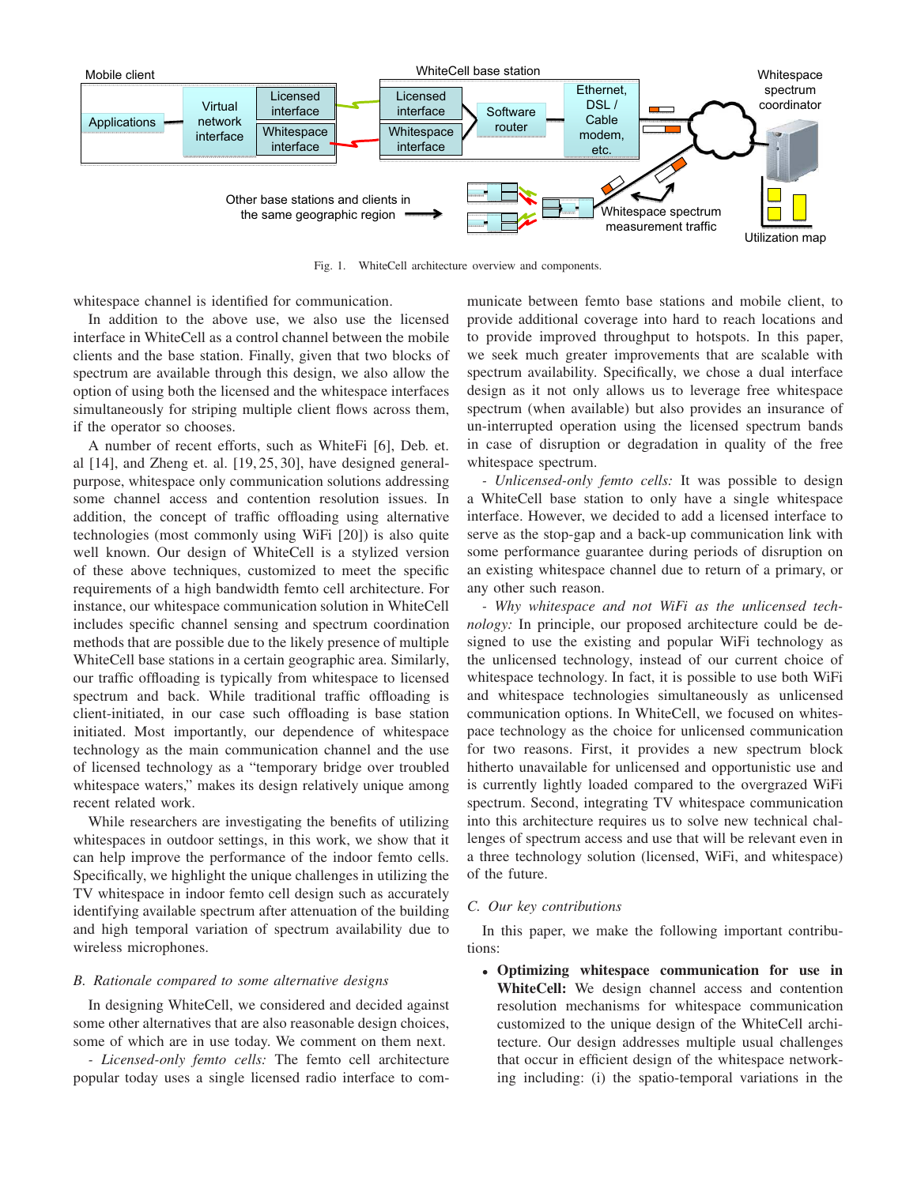Mobile client

Applications

Virtual network interface

Licensed interface

Whitespace interface

WhiteCell base station

Licensed interface

Whitespace interface

Software router

Ethernet, DSL / Cable modem, etc.

Whitespace spectrum coordinator

Other base stations and clients in the same geographic region

Whitespace spectrum measurement traffic

Utilization map

Fig. 1. WhiteCell architecture overview and components.

whitespace channel is identified for communication.

In addition to the above use, we also use the licensed interface in WhiteCell as a control channel between the mobile clients and the base station. Finally, given that two blocks of spectrum are available through this design, we also allow the option of using both the licensed and the whitespace interfaces simultaneously for striping multiple client flows across them, if the operator so chooses.

A number of recent efforts, such as WhiteFi [6], Deb. et. al [14], and Zheng et. al. [19, 25, 30], have designed general-purpose, whitespace only communication solutions addressing some channel access and contention resolution issues. In addition, the concept of traffic offloading using alternative technologies (most commonly using WiFi [20]) is also quite well known. Our design of WhiteCell is a stylized version of these above techniques, customized to meet the specific requirements of a high bandwidth femto cell architecture. For instance, our whitespace communication solution in WhiteCell includes specific channel sensing and spectrum coordination methods that are possible due to the likely presence of multiple WhiteCell base stations in a certain geographic area. Similarly, our traffic offloading is typically from whitespace to licensed spectrum and back. While traditional traffic offloading is client-initiated, in our case such offloading is base station initiated. Most importantly, our dependence of whitespace technology as the main communication channel and the use of licensed technology as a "temporary bridge over troubled whitespace waters," makes its design relatively unique among recent related work.

While researchers are investigating the benefits of utilizing whitespaces in outdoor settings, in this work, we show that it can help improve the performance of the indoor femto cells. Specifically, we highlight the unique challenges in utilizing the TV whitespace in indoor femto cell design such as accurately identifying available spectrum after attenuation of the building and high temporal variation of spectrum availability due to wireless microphones.

### B. Rationale compared to some alternative designs

In designing WhiteCell, we considered and decided against some other alternatives that are also reasonable design choices, some of which are in use today. We comment on them next.

- *Licensed-only femto cells:* The femto cell architecture popular today uses a single licensed radio interface to communicate between femto base stations and mobile client, to provide additional coverage into hard to reach locations and to provide improved throughput to hotspots. In this paper, we seek much greater improvements that are scalable with spectrum availability. Specifically, we chose a dual interface design as it not only allows us to leverage free whitespace spectrum (when available) but also provides an insurance of un-interrupted operation using the licensed spectrum bands in case of disruption or degradation in quality of the free whitespace spectrum.

- *Unlicensed-only femto cells:* It was possible to design a WhiteCell base station to only have a single whitespace interface. However, we decided to add a licensed interface to serve as the stop-gap and a back-up communication link with some performance guarantee during periods of disruption on an existing whitespace channel due to return of a primary, or any other such reason.

- *Why whitespace and not WiFi as the unlicensed technology:* In principle, our proposed architecture could be designed to use the existing and popular WiFi technology as the unlicensed technology, instead of our current choice of whitespace technology. In fact, it is possible to use both WiFi and whitespace technologies simultaneously as unlicensed communication options. In WhiteCell, we focused on whitespace technology as the choice for unlicensed communication for two reasons. First, it provides a new spectrum block hitherto unavailable for unlicensed and opportunistic use and is currently lightly loaded compared to the overgrazed WiFi spectrum. Second, integrating TV whitespace communication into this architecture requires us to solve new technical challenges of spectrum access and use that will be relevant even in a three technology solution (licensed, WiFi, and whitespace) of the future.

### C. Our key contributions

In this paper, we make the following important contributions:

- **Optimizing whitespace communication for use in WhiteCell:** We design channel access and contention resolution mechanisms for whitespace communication customized to the unique design of the WhiteCell architecture. Our design addresses multiple usual challenges that occur in efficient design of the whitespace networking including: (i) the spatio-temporal variations in the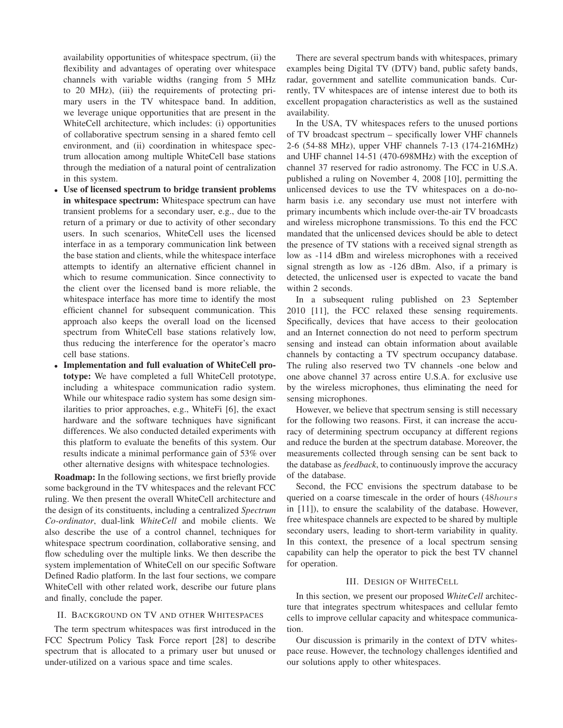availability opportunities of whitespace spectrum, (ii) the flexibility and advantages of operating over whitespace channels with variable widths (ranging from 5 MHz to 20 MHz), (iii) the requirements of protecting primary users in the TV whitespace band. In addition, we leverage unique opportunities that are present in the WhiteCell architecture, which includes: (i) opportunities of collaborative spectrum sensing in a shared femto cell environment, and (ii) coordination in whitespace spectrum allocation among multiple WhiteCell base stations through the mediation of a natural point of centralization in this system.

- **Use of licensed spectrum to bridge transient problems in whitespace spectrum:** Whitespace spectrum can have transient problems for a secondary user, e.g., due to the return of a primary or due to activity of other secondary users. In such scenarios, WhiteCell uses the licensed interface in as a temporary communication link between the base station and clients, while the whitespace interface attempts to identify an alternative efficient channel in which to resume communication. Since connectivity to the client over the licensed band is more reliable, the whitespace interface has more time to identify the most efficient channel for subsequent communication. This approach also keeps the overall load on the licensed spectrum from WhiteCell base stations relatively low, thus reducing the interference for the operator's macro cell base stations.
- **Implementation and full evaluation of WhiteCell prototype:** We have completed a full WhiteCell prototype, including a whitespace communication radio system. While our whitespace radio system has some design similarities to prior approaches, e.g., WhiteFi [6], the exact hardware and the software techniques have significant differences. We also conducted detailed experiments with this platform to evaluate the benefits of this system. Our results indicate a minimal performance gain of 53% over other alternative designs with whitespace technologies.

**Roadmap:** In the following sections, we first briefly provide some background in the TV whitespaces and the relevant FCC ruling. We then present the overall WhiteCell architecture and the design of its constituents, including a centralized *Spectrum Co-ordinator*, dual-link *WhiteCell* and mobile clients. We also describe the use of a control channel, techniques for whitespace spectrum coordination, collaborative sensing, and flow scheduling over the multiple links. We then describe the system implementation of WhiteCell on our specific Software Defined Radio platform. In the last four sections, we compare WhiteCell with other related work, describe our future plans and finally, conclude the paper.

## II. Background on TV and other Whitespaces

The term spectrum whitespaces was first introduced in the FCC Spectrum Policy Task Force report [28] to describe spectrum that is allocated to a primary user but unused or under-utilized on a various space and time scales.

There are several spectrum bands with whitespaces, primary examples being Digital TV (DTV) band, public safety bands, radar, government and satellite communication bands. Currently, TV whitespaces are of intense interest due to both its excellent propagation characteristics as well as the sustained availability.

In the USA, TV whitespaces refers to the unused portions of TV broadcast spectrum – specifically lower VHF channels 2-6 (54-88 MHz), upper VHF channels 7-13 (174-216MHz) and UHF channel 14-51 (470-698MHz) with the exception of channel 37 reserved for radio astronomy. The FCC in U.S.A. published a ruling on November 4, 2008 [10], permitting the unlicensed devices to use the TV whitespaces on a do-no-harm basis i.e. any secondary use must not interfere with primary incumbents which include over-the-air TV broadcasts and wireless microphone transmissions. To this end the FCC mandated that the unlicensed devices should be able to detect the presence of TV stations with a received signal strength as low as -114 dBm and wireless microphones with a received signal strength as low as -126 dBm. Also, if a primary is detected, the unlicensed user is expected to vacate the band within 2 seconds.

In a subsequent ruling published on 23 September 2010 [11], the FCC relaxed these sensing requirements. Specifically, devices that have access to their geolocation and an Internet connection do not need to perform spectrum sensing and instead can obtain information about available channels by contacting a TV spectrum occupancy database. The ruling also reserved two TV channels -one below and one above channel 37 across entire U.S.A. for exclusive use by the wireless microphones, thus eliminating the need for sensing microphones.

However, we believe that spectrum sensing is still necessary for the following two reasons. First, it can increase the accuracy of determining spectrum occupancy at different regions and reduce the burden at the spectrum database. Moreover, the measurements collected through sensing can be sent back to the database as *feedback*, to continuously improve the accuracy of the database.

Second, the FCC envisions the spectrum database to be queried on a coarse timescale in the order of hours ($48 hours$ in [11]), to ensure the scalability of the database. However, free whitespace channels are expected to be shared by multiple secondary users, leading to short-term variability in quality. In this context, the presence of a local spectrum sensing capability can help the operator to pick the best TV channel for operation.

## III. Design of WhiteCell

In this section, we present our proposed *WhiteCell* architecture that integrates spectrum whitespaces and cellular femto cells to improve cellular capacity and whitespace communication.

Our discussion is primarily in the context of DTV whitespace reuse. However, the technology challenges identified and our solutions apply to other whitespaces.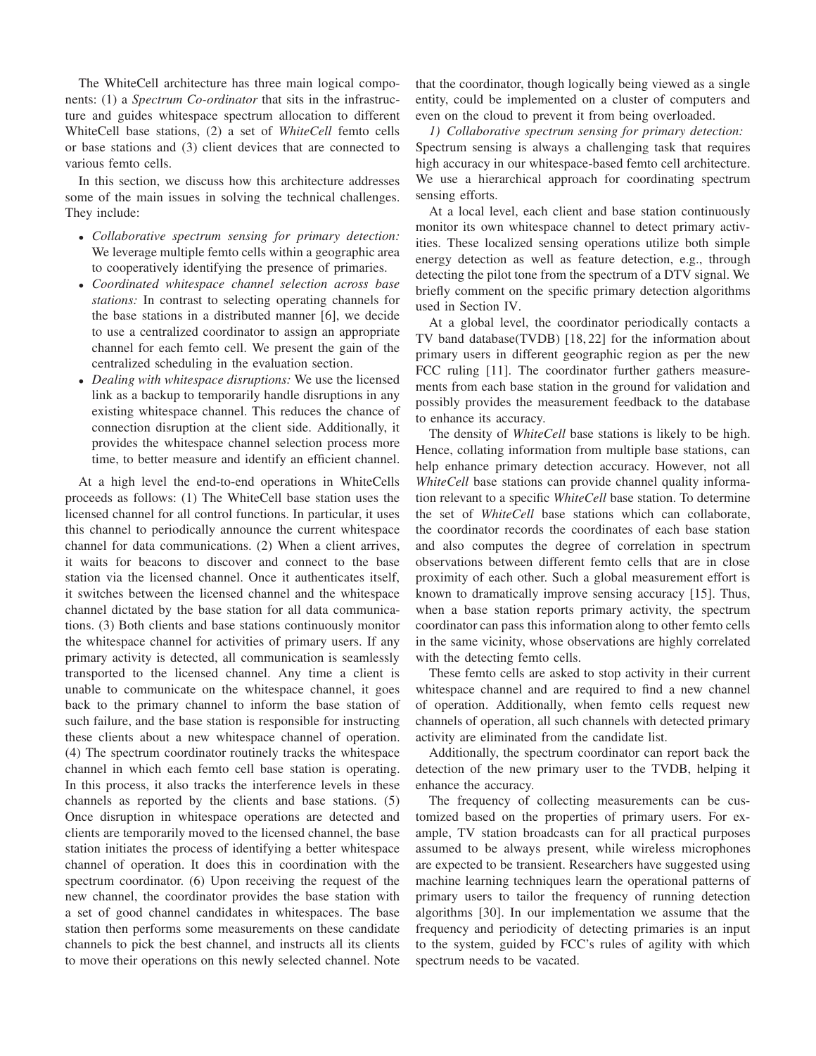The WhiteCell architecture has three main logical components: (1) a *Spectrum Co-ordinator* that sits in the infrastructure and guides whitespace spectrum allocation to different WhiteCell base stations, (2) a set of *WhiteCell* femto cells or base stations and (3) client devices that are connected to various femto cells.

In this section, we discuss how this architecture addresses some of the main issues in solving the technical challenges. They include:

- *Collaborative spectrum sensing for primary detection:* We leverage multiple femto cells within a geographic area to cooperatively identifying the presence of primaries.
- *Coordinated whitespace channel selection across base stations:* In contrast to selecting operating channels for the base stations in a distributed manner [6], we decide to use a centralized coordinator to assign an appropriate channel for each femto cell. We present the gain of the centralized scheduling in the evaluation section.
- *Dealing with whitespace disruptions:* We use the licensed link as a backup to temporarily handle disruptions in any existing whitespace channel. This reduces the chance of connection disruption at the client side. Additionally, it provides the whitespace channel selection process more time, to better measure and identify an efficient channel.

At a high level the end-to-end operations in WhiteCells proceeds as follows: (1) The WhiteCell base station uses the licensed channel for all control functions. In particular, it uses this channel to periodically announce the current whitespace channel for data communications. (2) When a client arrives, it waits for beacons to discover and connect to the base station via the licensed channel. Once it authenticates itself, it switches between the licensed channel and the whitespace channel dictated by the base station for all data communications. (3) Both clients and base stations continuously monitor the whitespace channel for activities of primary users. If any primary activity is detected, all communication is seamlessly transported to the licensed channel. Any time a client is unable to communicate on the whitespace channel, it goes back to the primary channel to inform the base station of such failure, and the base station is responsible for instructing these clients about a new whitespace channel of operation. (4) The spectrum coordinator routinely tracks the whitespace channel in which each femto cell base station is operating. In this process, it also tracks the interference levels in these channels as reported by the clients and base stations. (5) Once disruption in whitespace operations are detected and clients are temporarily moved to the licensed channel, the base station initiates the process of identifying a better whitespace channel of operation. It does this in coordination with the spectrum coordinator. (6) Upon receiving the request of the new channel, the coordinator provides the base station with a set of good channel candidates in whitespaces. The base station then performs some measurements on these candidate channels to pick the best channel, and instructs all its clients to move their operations on this newly selected channel. Note that the coordinator, though logically being viewed as a single entity, could be implemented on a cluster of computers and even on the cloud to prevent it from being overloaded.

*1) Collaborative spectrum sensing for primary detection:* Spectrum sensing is always a challenging task that requires high accuracy in our whitespace-based femto cell architecture. We use a hierarchical approach for coordinating spectrum sensing efforts.

At a local level, each client and base station continuously monitor its own whitespace channel to detect primary activities. These localized sensing operations utilize both simple energy detection as well as feature detection, e.g., through detecting the pilot tone from the spectrum of a DTV signal. We briefly comment on the specific primary detection algorithms used in Section IV.

At a global level, the coordinator periodically contacts a TV band database(TVDB) [18, 22] for the information about primary users in different geographic region as per the new FCC ruling [11]. The coordinator further gathers measurements from each base station in the ground for validation and possibly provides the measurement feedback to the database to enhance its accuracy.

The density of *WhiteCell* base stations is likely to be high. Hence, collating information from multiple base stations, can help enhance primary detection accuracy. However, not all *WhiteCell* base stations can provide channel quality information relevant to a specific *WhiteCell* base station. To determine the set of *WhiteCell* base stations which can collaborate, the coordinator records the coordinates of each base station and also computes the degree of correlation in spectrum observations between different femto cells that are in close proximity of each other. Such a global measurement effort is known to dramatically improve sensing accuracy [15]. Thus, when a base station reports primary activity, the spectrum coordinator can pass this information along to other femto cells in the same vicinity, whose observations are highly correlated with the detecting femto cells.

These femto cells are asked to stop activity in their current whitespace channel and are required to find a new channel of operation. Additionally, when femto cells request new channels of operation, all such channels with detected primary activity are eliminated from the candidate list.

Additionally, the spectrum coordinator can report back the detection of the new primary user to the TVDB, helping it enhance the accuracy.

The frequency of collecting measurements can be customized based on the properties of primary users. For example, TV station broadcasts can for all practical purposes assumed to be always present, while wireless microphones are expected to be transient. Researchers have suggested using machine learning techniques learn the operational patterns of primary users to tailor the frequency of running detection algorithms [30]. In our implementation we assume that the frequency and periodicity of detecting primaries is an input to the system, guided by FCC's rules of agility with which spectrum needs to be vacated.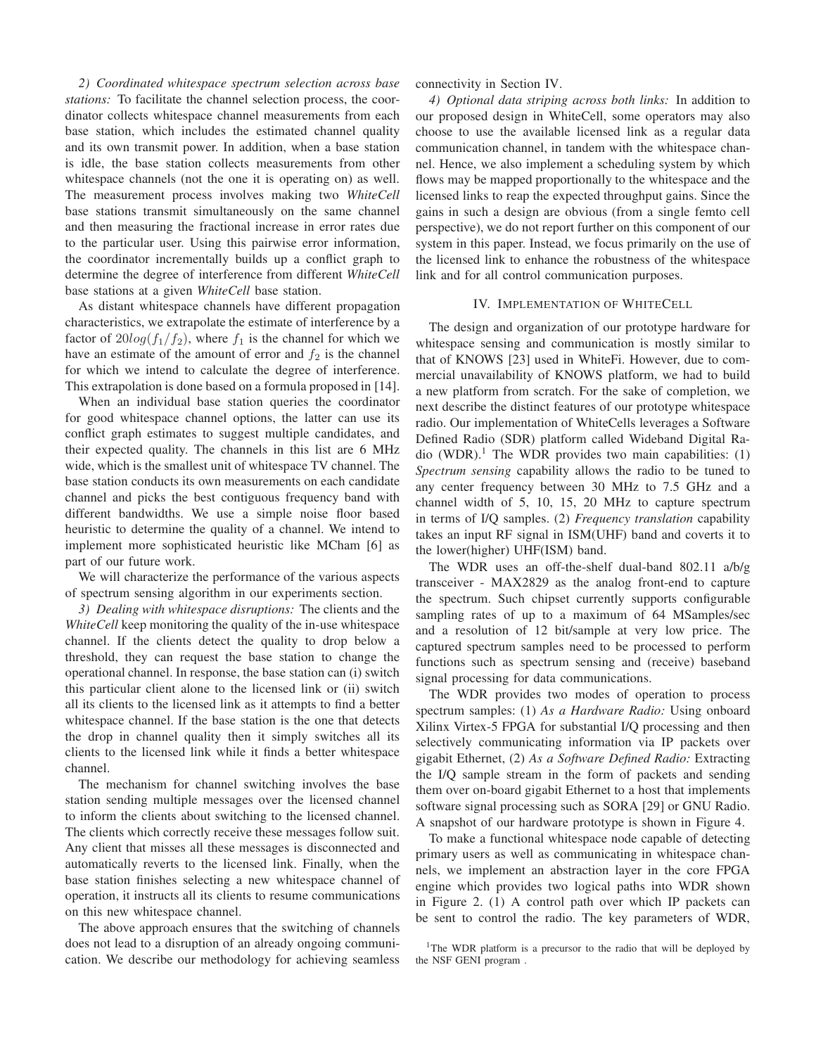*2) Coordinated whitespace spectrum selection across base stations:* To facilitate the channel selection process, the coordinator collects whitespace channel measurements from each base station, which includes the estimated channel quality and its own transmit power. In addition, when a base station is idle, the base station collects measurements from other whitespace channels (not the one it is operating on) as well. The measurement process involves making two *WhiteCell* base stations transmit simultaneously on the same channel and then measuring the fractional increase in error rates due to the particular user. Using this pairwise error information, the coordinator incrementally builds up a conflict graph to determine the degree of interference from different *WhiteCell* base stations at a given *WhiteCell* base station.

As distant whitespace channels have different propagation characteristics, we extrapolate the estimate of interference by a factor of $20log(f_1/f_2)$, where $f_1$ is the channel for which we have an estimate of the amount of error and $f_2$ is the channel for which we intend to calculate the degree of interference. This extrapolation is done based on a formula proposed in [14].

When an individual base station queries the coordinator for good whitespace channel options, the latter can use its conflict graph estimates to suggest multiple candidates, and their expected quality. The channels in this list are 6 MHz wide, which is the smallest unit of whitespace TV channel. The base station conducts its own measurements on each candidate channel and picks the best contiguous frequency band with different bandwidths. We use a simple noise floor based heuristic to determine the quality of a channel. We intend to implement more sophisticated heuristic like MCham [6] as part of our future work.

We will characterize the performance of the various aspects of spectrum sensing algorithm in our experiments section.

*3) Dealing with whitespace disruptions:* The clients and the *WhiteCell* keep monitoring the quality of the in-use whitespace channel. If the clients detect the quality to drop below a threshold, they can request the base station to change the operational channel. In response, the base station can (i) switch this particular client alone to the licensed link or (ii) switch all its clients to the licensed link as it attempts to find a better whitespace channel. If the base station is the one that detects the drop in channel quality then it simply switches all its clients to the licensed link while it finds a better whitespace channel.

The mechanism for channel switching involves the base station sending multiple messages over the licensed channel to inform the clients about switching to the licensed channel. The clients which correctly receive these messages follow suit. Any client that misses all these messages is disconnected and automatically reverts to the licensed link. Finally, when the base station finishes selecting a new whitespace channel of operation, it instructs all its clients to resume communications on this new whitespace channel.

The above approach ensures that the switching of channels does not lead to a disruption of an already ongoing communication. We describe our methodology for achieving seamless connectivity in Section IV.

*4) Optional data striping across both links:* In addition to our proposed design in WhiteCell, some operators may also choose to use the available licensed link as a regular data communication channel, in tandem with the whitespace channel. Hence, we also implement a scheduling system by which flows may be mapped proportionally to the whitespace and the licensed links to reap the expected throughput gains. Since the gains in such a design are obvious (from a single femto cell perspective), we do not report further on this component of our system in this paper. Instead, we focus primarily on the use of the licensed link to enhance the robustness of the whitespace link and for all control communication purposes.

## IV. Implementation of WhiteCell

The design and organization of our prototype hardware for whitespace sensing and communication is mostly similar to that of KNOWS [23] used in WhiteFi. However, due to commercial unavailability of KNOWS platform, we had to build a new platform from scratch. For the sake of completion, we next describe the distinct features of our prototype whitespace radio. Our implementation of WhiteCells leverages a Software Defined Radio (SDR) platform called Wideband Digital Radio (WDR).[1] The WDR provides two main capabilities: (1) *Spectrum sensing* capability allows the radio to be tuned to any center frequency between 30 MHz to 7.5 GHz and a channel width of 5, 10, 15, 20 MHz to capture spectrum in terms of I/Q samples. (2) *Frequency translation* capability takes an input RF signal in ISM(UHF) band and coverts it to the lower(higher) UHF(ISM) band.

The WDR uses an off-the-shelf dual-band 802.11 a/b/g transceiver - MAX2829 as the analog front-end to capture the spectrum. Such chipset currently supports configurable sampling rates of up to a maximum of 64 MSamples/sec and a resolution of 12 bit/sample at very low price. The captured spectrum samples need to be processed to perform functions such as spectrum sensing and (receive) baseband signal processing for data communications.

The WDR provides two modes of operation to process spectrum samples: (1) *As a Hardware Radio:* Using onboard Xilinx Virtex-5 FPGA for substantial I/Q processing and then selectively communicating information via IP packets over gigabit Ethernet, (2) *As a Software Defined Radio:* Extracting the I/Q sample stream in the form of packets and sending them over on-board gigabit Ethernet to a host that implements software signal processing such as SORA [29] or GNU Radio. A snapshot of our hardware prototype is shown in Figure 4.

To make a functional whitespace node capable of detecting primary users as well as communicating in whitespace channels, we implement an abstraction layer in the core FPGA engine which provides two logical paths into WDR shown in Figure 2. (1) A control path over which IP packets can be sent to control the radio. The key parameters of WDR,

[1]The WDR platform is a precursor to the radio that will be deployed by the NSF GENI program .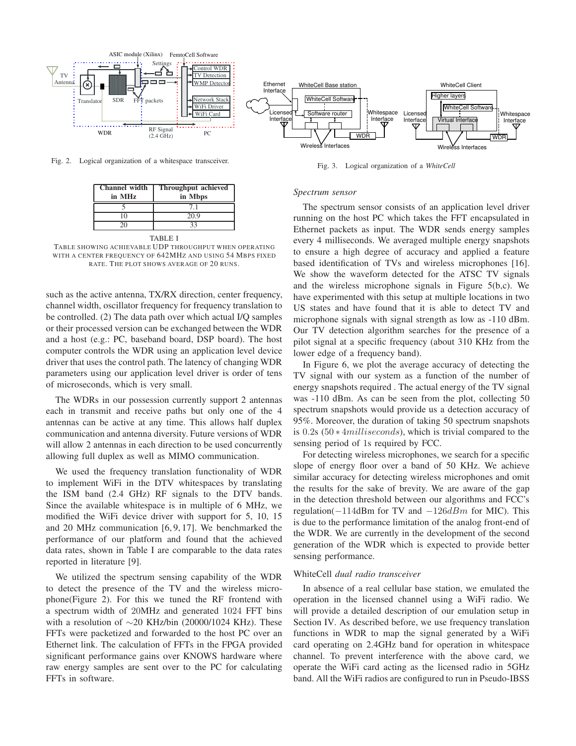Fig. 2. Logical organization of a whitespace transceiver.

Fig. 3. Logical organization of a *WhiteCell*

| Channel width in MHz | Throughput achieved in Mbps |
|---|---|
| 5 | 7.1 |
| 10 | 20.9 |
| 20 | 33 |

TABLE I
TABLE SHOWING ACHIEVABLE UDP THROUGHPUT WHEN OPERATING WITH A CENTER FREQUENCY OF 642MHZ AND USING 54 MBPS FIXED RATE. THE PLOT SHOWS AVERAGE OF 20 RUNS.

such as the active antenna, TX/RX direction, center frequency, channel width, oscillator frequency for frequency translation to be controlled. (2) The data path over which actual I/Q samples or their processed version can be exchanged between the WDR and a host (e.g.: PC, baseband board, DSP board). The host computer controls the WDR using an application level device driver that uses the control path. The latency of changing WDR parameters using our application level driver is order of tens of microseconds, which is very small.

The WDRs in our possession currently support 2 antennas each in transmit and receive paths but only one of the 4 antennas can be active at any time. This allows half duplex communication and antenna diversity. Future versions of WDR will allow 2 antennas in each direction to be used concurrently allowing full duplex as well as MIMO communication.

We used the frequency translation functionality of WDR to implement WiFi in the DTV whitespaces by translating the ISM band (2.4 GHz) RF signals to the DTV bands. Since the available whitespace is in multiple of 6 MHz, we modified the WiFi device driver with support for 5, 10, 15 and 20 MHz communication [6, 9, 17]. We benchmarked the performance of our platform and found that the achieved data rates, shown in Table I are comparable to the data rates reported in literature [9].

We utilized the spectrum sensing capability of the WDR to detect the presence of the TV and the wireless microphone(Figure 2). For this we tuned the RF frontend with a spectrum width of 20MHz and generated $1024$ FFT bins with a resolution of $\sim$20 KHz/bin (20000/1024 KHz). These FFTs were packetized and forwarded to the host PC over an Ethernet link. The calculation of FFTs in the FPGA provided significant performance gains over KNOWS hardware where raw energy samples are sent over to the PC for calculating FFTs in software.

*Spectrum sensor*

The spectrum sensor consists of an application level driver running on the host PC which takes the FFT encapsulated in Ethernet packets as input. The WDR sends energy samples every 4 milliseconds. We averaged multiple energy snapshots to ensure a high degree of accuracy and applied a feature based identification of TVs and wireless microphones [16]. We show the waveform detected for the ATSC TV signals and the wireless microphone signals in Figure 5(b,c). We have experimented with this setup at multiple locations in two US states and have found that it is able to detect TV and microphone signals with signal strength as low as -110 dBm. Our TV detection algorithm searches for the presence of a pilot signal at a specific frequency (about 310 KHz from the lower edge of a frequency band).

In Figure 6, we plot the average accuracy of detecting the TV signal with our system as a function of the number of energy snapshots required . The actual energy of the TV signal was -110 dBm. As can be seen from the plot, collecting 50 spectrum snapshots would provide us a detection accuracy of 95%. Moreover, the duration of taking 50 spectrum snapshots is $0.2$s ($50 * 4milliseconds$), which is trivial compared to the sensing period of 1s required by FCC.

For detecting wireless microphones, we search for a specific slope of energy floor over a band of 50 KHz. We achieve similar accuracy for detecting wireless microphones and omit the results for the sake of brevity. We are aware of the gap in the detection threshold between our algorithms and FCC's regulation($-114$dBm for TV and $-126dBm$ for MIC). This is due to the performance limitation of the analog front-end of the WDR. We are currently in the development of the second generation of the WDR which is expected to provide better sensing performance.

WhiteCell *dual radio transceiver*

In absence of a real cellular base station, we emulated the operation in the licensed channel using a WiFi radio. We will provide a detailed description of our emulation setup in Section IV. As described before, we use frequency translation functions in WDR to map the signal generated by a WiFi card operating on 2.4GHz band for operation in whitespace channel. To prevent interference with the above card, we operate the WiFi card acting as the licensed radio in 5GHz band. All the WiFi radios are configured to run in Pseudo-IBSS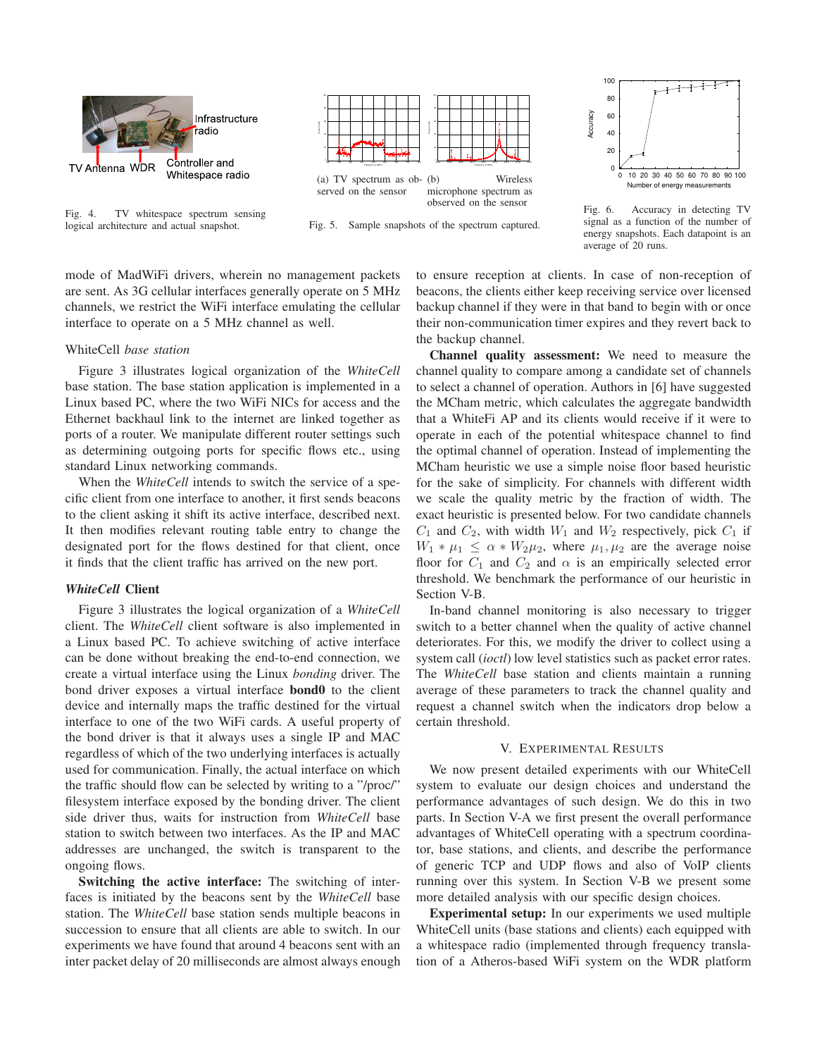TV Antenna WDR Infrastructure radio Controller and Whitespace radio

Fig. 4. TV whitespace spectrum sensing logical architecture and actual snapshot.

(a) TV spectrum as observed on the sensor

(b) Wireless microphone spectrum as observed on the sensor

Fig. 5. Sample snapshots of the spectrum captured.

Accuracy

100
80
60
40
20
0

0 10 20 30 40 50 60 70 80 90 100

Number of energy measurements

Fig. 6. Accuracy in detecting TV signal as a function of the number of energy snapshots. Each datapoint is an average of 20 runs.

mode of MadWiFi drivers, wherein no management packets are sent. As 3G cellular interfaces generally operate on 5 MHz channels, we restrict the WiFi interface emulating the cellular interface to operate on a 5 MHz channel as well.

WhiteCell *base station*

Figure 3 illustrates logical organization of the *WhiteCell* base station. The base station application is implemented in a Linux based PC, where the two WiFi NICs for access and the Ethernet backhaul link to the internet are linked together as ports of a router. We manipulate different router settings such as determining outgoing ports for specific flows etc., using standard Linux networking commands.

When the *WhiteCell* intends to switch the service of a specific client from one interface to another, it first sends beacons to the client asking it shift its active interface, described next. It then modifies relevant routing table entry to change the designated port for the flows destined for that client, once it finds that the client traffic has arrived on the new port.

### *WhiteCell* Client

Figure 3 illustrates the logical organization of a *WhiteCell* client. The *WhiteCell* client software is also implemented in a Linux based PC. To achieve switching of active interface can be done without breaking the end-to-end connection, we create a virtual interface using the Linux *bonding* driver. The bond driver exposes a virtual interface **bond0** to the client device and internally maps the traffic destined for the virtual interface to one of the two WiFi cards. A useful property of the bond driver is that it always uses a single IP and MAC regardless of which of the two underlying interfaces is actually used for communication. Finally, the actual interface on which the traffic should flow can be selected by writing to a "/proc/" filesystem interface exposed by the bonding driver. The client side driver thus, waits for instruction from *WhiteCell* base station to switch between two interfaces. As the IP and MAC addresses are unchanged, the switch is transparent to the ongoing flows.

**Switching the active interface:** The switching of interfaces is initiated by the beacons sent by the *WhiteCell* base station. The *WhiteCell* base station sends multiple beacons in succession to ensure that all clients are able to switch. In our experiments we have found that around 4 beacons sent with an inter packet delay of 20 milliseconds are almost always enough to ensure reception at clients. In case of non-reception of beacons, the clients either keep receiving service over licensed backup channel if they were in that band to begin with or once their non-communication timer expires and they revert back to the backup channel.

**Channel quality assessment:** We need to measure the channel quality to compare among a candidate set of channels to select a channel of operation. Authors in [6] have suggested the MCham metric, which calculates the aggregate bandwidth that a WhiteFi AP and its clients would receive if it were to operate in each of the potential whitespace channel to find the optimal channel of operation. Instead of implementing the MCham heuristic we use a simple noise floor based heuristic for the sake of simplicity. For channels with different width we scale the quality metric by the fraction of width. The exact heuristic is presented below. For two candidate channels $C_1$ and $C_2$, with width $W_1$ and $W_2$ respectively, pick $C_1$ if $W_1 * \mu_1 \leq \alpha * W_2 \mu_2$, where $\mu_1, \mu_2$ are the average noise floor for $C_1$ and $C_2$ and $\alpha$ is an empirically selected error threshold. We benchmark the performance of our heuristic in Section V-B.

In-band channel monitoring is also necessary to trigger switch to a better channel when the quality of active channel deteriorates. For this, we modify the driver to collect using a system call (*ioctl*) low level statistics such as packet error rates. The *WhiteCell* base station and clients maintain a running average of these parameters to track the channel quality and request a channel switch when the indicators drop below a certain threshold.

## V. Experimental Results

We now present detailed experiments with our WhiteCell system to evaluate our design choices and understand the performance advantages of such design. We do this in two parts. In Section V-A we first present the overall performance advantages of WhiteCell operating with a spectrum coordinator, base stations, and clients, and describe the performance of generic TCP and UDP flows and also of VoIP clients running over this system. In Section V-B we present some more detailed analysis with our specific design choices.

**Experimental setup:** In our experiments we used multiple WhiteCell units (base stations and clients) each equipped with a whitespace radio (implemented through frequency translation of a Atheros-based WiFi system on the WDR platform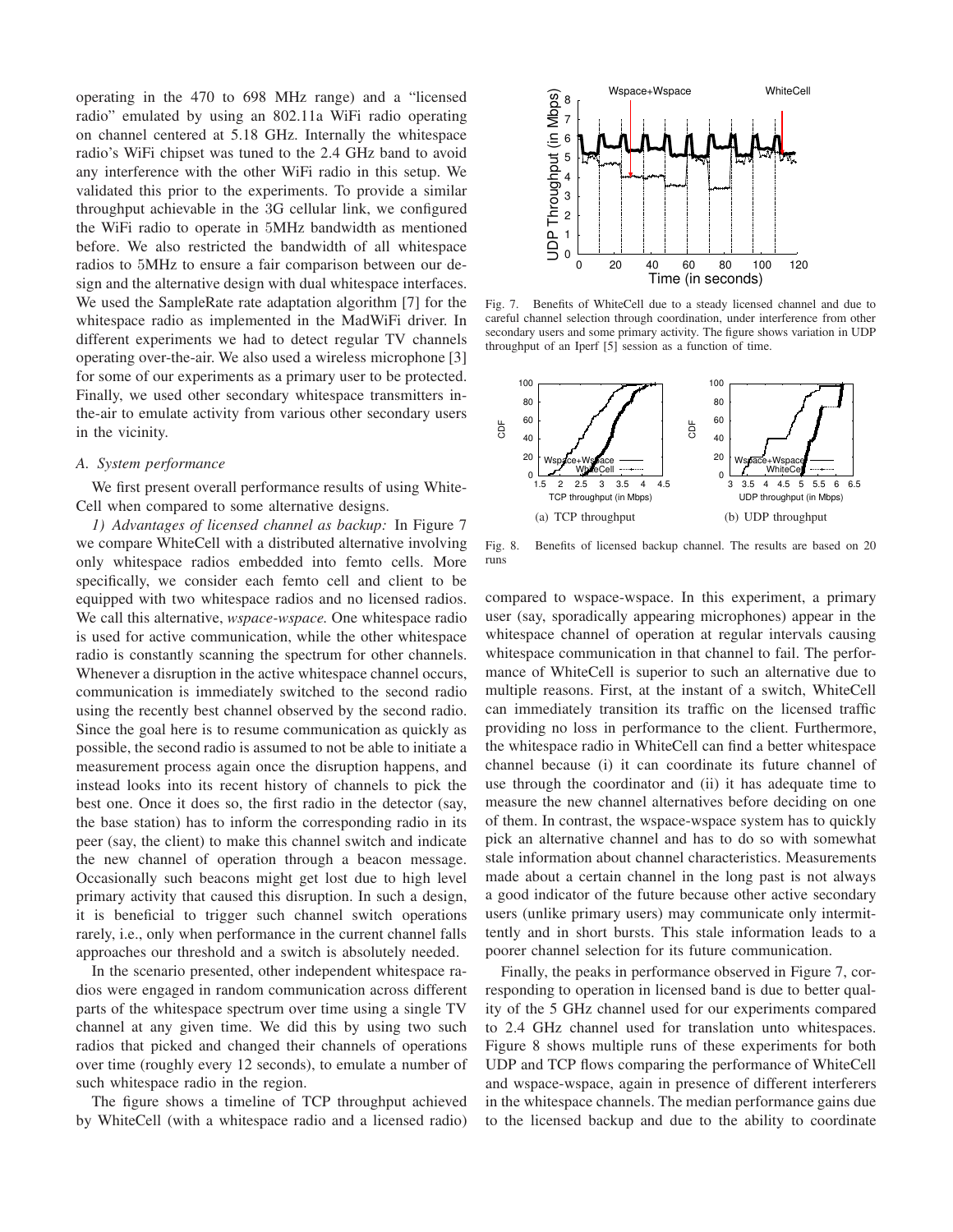operating in the 470 to 698 MHz range) and a "licensed radio" emulated by using an 802.11a WiFi radio operating on channel centered at 5.18 GHz. Internally the whitespace radio's WiFi chipset was tuned to the 2.4 GHz band to avoid any interference with the other WiFi radio in this setup. We validated this prior to the experiments. To provide a similar throughput achievable in the 3G cellular link, we configured the WiFi radio to operate in 5MHz bandwidth as mentioned before. We also restricted the bandwidth of all whitespace radios to 5MHz to ensure a fair comparison between our design and the alternative design with dual whitespace interfaces. We used the SampleRate rate adaptation algorithm [7] for the whitespace radio as implemented in the MadWiFi driver. In different experiments we had to detect regular TV channels operating over-the-air. We also used a wireless microphone [3] for some of our experiments as a primary user to be protected. Finally, we used other secondary whitespace transmitters in-the-air to emulate activity from various other secondary users in the vicinity.

### *A. System performance*

We first present overall performance results of using WhiteCell when compared to some alternative designs.

*1) Advantages of licensed channel as backup:* In Figure 7 we compare WhiteCell with a distributed alternative involving only whitespace radios embedded into femto cells. More specifically, we consider each femto cell and client to be equipped with two whitespace radios and no licensed radios. We call this alternative, *wspace-wspace.* One whitespace radio is used for active communication, while the other whitespace radio is constantly scanning the spectrum for other channels. Whenever a disruption in the active whitespace channel occurs, communication is immediately switched to the second radio using the recently best channel observed by the second radio. Since the goal here is to resume communication as quickly as possible, the second radio is assumed to not be able to initiate a measurement process again once the disruption happens, and instead looks into its recent history of channels to pick the best one. Once it does so, the first radio in the detector (say, the base station) has to inform the corresponding radio in its peer (say, the client) to make this channel switch and indicate the new channel of operation through a beacon message. Occasionally such beacons might get lost due to high level primary activity that caused this disruption. In such a design, it is beneficial to trigger such channel switch operations rarely, i.e., only when performance in the current channel falls approaches our threshold and a switch is absolutely needed.

In the scenario presented, other independent whitespace radios were engaged in random communication across different parts of the whitespace spectrum over time using a single TV channel at any given time. We did this by using two such radios that picked and changed their channels of operations over time (roughly every 12 seconds), to emulate a number of such whitespace radio in the region.

The figure shows a timeline of TCP throughput achieved by WhiteCell (with a whitespace radio and a licensed radio)

Wspace+Wspace
WhiteCell
UDP Throughput (in Mbps)
0 1 2 3 4 5 6 7 8
0 20 40 60 80 100 120
Time (in seconds)

Fig. 7. Benefits of WhiteCell due to a steady licensed channel and due to careful channel selection through coordination, under interference from other secondary users and some primary activity. The figure shows variation in UDP throughput of an Iperf [5] session as a function of time.

CDF
0 20 40 60 80 100
1.5 2 2.5 3 3.5 4 4.5
TCP throughput (in Mbps)
Wspace+Wspace
WhiteCell

(a) TCP throughput

CDF
0 20 40 60 80 100
3 3.5 4 4.5 5 5.5 6 6.5
UDP throughput (in Mbps)
Wspace+Wspace
WhiteCell

(b) UDP throughput

Fig. 8. Benefits of licensed backup channel. The results are based on 20 runs

compared to wspace-wspace. In this experiment, a primary user (say, sporadically appearing microphones) appear in the whitespace channel of operation at regular intervals causing whitespace communication in that channel to fail. The performance of WhiteCell is superior to such an alternative due to multiple reasons. First, at the instant of a switch, WhiteCell can immediately transition its traffic on the licensed traffic providing no loss in performance to the client. Furthermore, the whitespace radio in WhiteCell can find a better whitespace channel because (i) it can coordinate its future channel of use through the coordinator and (ii) it has adequate time to measure the new channel alternatives before deciding on one of them. In contrast, the wspace-wspace system has to quickly pick an alternative channel and has to do so with somewhat stale information about channel characteristics. Measurements made about a certain channel in the long past is not always a good indicator of the future because other active secondary users (unlike primary users) may communicate only intermittently and in short bursts. This stale information leads to a poorer channel selection for its future communication.

Finally, the peaks in performance observed in Figure 7, corresponding to operation in licensed band is due to better quality of the 5 GHz channel used for our experiments compared to 2.4 GHz channel used for translation unto whitespaces. Figure 8 shows multiple runs of these experiments for both UDP and TCP flows comparing the performance of WhiteCell and wspace-wspace, again in presence of different interferers in the whitespace channels. The median performance gains due to the licensed backup and due to the ability to coordinate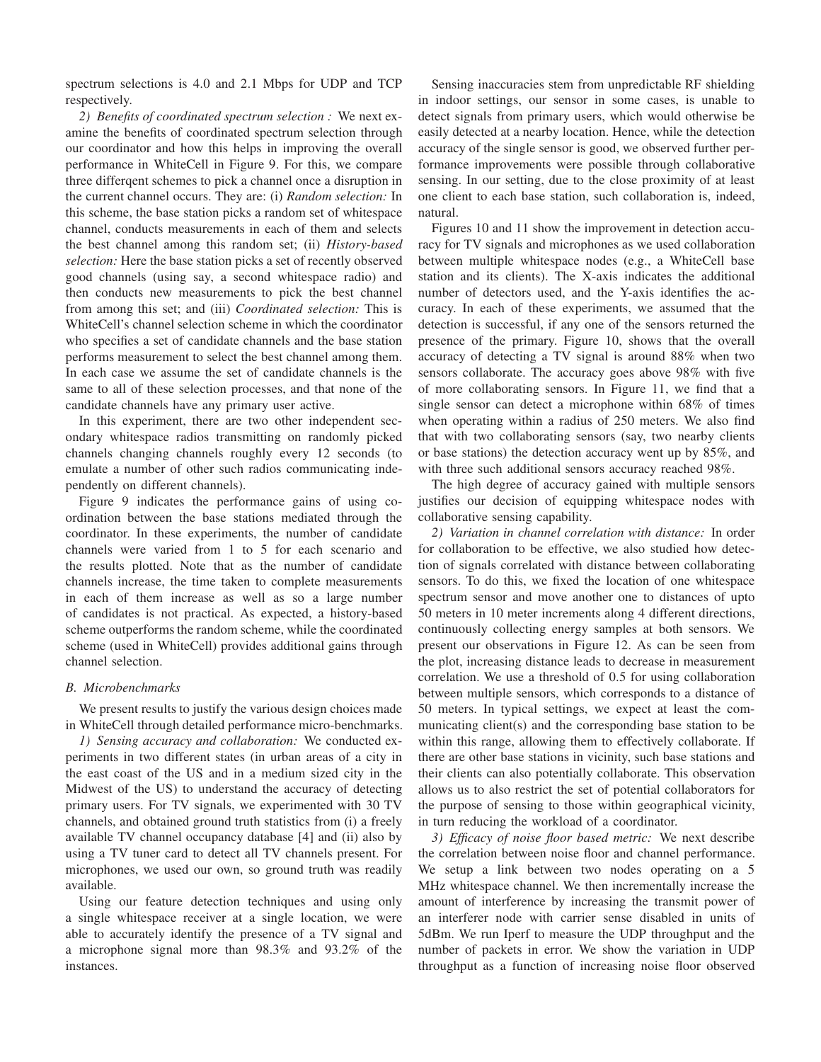spectrum selections is 4.0 and 2.1 Mbps for UDP and TCP respectively.

*2) Benefits of coordinated spectrum selection :* We next examine the benefits of coordinated spectrum selection through our coordinator and how this helps in improving the overall performance in WhiteCell in Figure 9. For this, we compare three differqent schemes to pick a channel once a disruption in the current channel occurs. They are: (i) *Random selection:* In this scheme, the base station picks a random set of whitespace channel, conducts measurements in each of them and selects the best channel among this random set; (ii) *History-based selection:* Here the base station picks a set of recently observed good channels (using say, a second whitespace radio) and then conducts new measurements to pick the best channel from among this set; and (iii) *Coordinated selection:* This is WhiteCell's channel selection scheme in which the coordinator who specifies a set of candidate channels and the base station performs measurement to select the best channel among them. In each case we assume the set of candidate channels is the same to all of these selection processes, and that none of the candidate channels have any primary user active.

In this experiment, there are two other independent secondary whitespace radios transmitting on randomly picked channels changing channels roughly every 12 seconds (to emulate a number of other such radios communicating independently on different channels).

Figure 9 indicates the performance gains of using coordination between the base stations mediated through the coordinator. In these experiments, the number of candidate channels were varied from 1 to 5 for each scenario and the results plotted. Note that as the number of candidate channels increase, the time taken to complete measurements in each of them increase as well as so a large number of candidates is not practical. As expected, a history-based scheme outperforms the random scheme, while the coordinated scheme (used in WhiteCell) provides additional gains through channel selection.

### B. Microbenchmarks

We present results to justify the various design choices made in WhiteCell through detailed performance micro-benchmarks.

*1) Sensing accuracy and collaboration:* We conducted experiments in two different states (in urban areas of a city in the east coast of the US and in a medium sized city in the Midwest of the US) to understand the accuracy of detecting primary users. For TV signals, we experimented with 30 TV channels, and obtained ground truth statistics from (i) a freely available TV channel occupancy database [4] and (ii) also by using a TV tuner card to detect all TV channels present. For microphones, we used our own, so ground truth was readily available.

Using our feature detection techniques and using only a single whitespace receiver at a single location, we were able to accurately identify the presence of a TV signal and a microphone signal more than 98.3% and 93.2% of the instances.

Sensing inaccuracies stem from unpredictable RF shielding in indoor settings, our sensor in some cases, is unable to detect signals from primary users, which would otherwise be easily detected at a nearby location. Hence, while the detection accuracy of the single sensor is good, we observed further performance improvements were possible through collaborative sensing. In our setting, due to the close proximity of at least one client to each base station, such collaboration is, indeed, natural.

Figures 10 and 11 show the improvement in detection accuracy for TV signals and microphones as we used collaboration between multiple whitespace nodes (e.g., a WhiteCell base station and its clients). The X-axis indicates the additional number of detectors used, and the Y-axis identifies the accuracy. In each of these experiments, we assumed that the detection is successful, if any one of the sensors returned the presence of the primary. Figure 10, shows that the overall accuracy of detecting a TV signal is around 88% when two sensors collaborate. The accuracy goes above 98% with five of more collaborating sensors. In Figure 11, we find that a single sensor can detect a microphone within 68% of times when operating within a radius of 250 meters. We also find that with two collaborating sensors (say, two nearby clients or base stations) the detection accuracy went up by 85%, and with three such additional sensors accuracy reached 98%.

The high degree of accuracy gained with multiple sensors justifies our decision of equipping whitespace nodes with collaborative sensing capability.

*2) Variation in channel correlation with distance:* In order for collaboration to be effective, we also studied how detection of signals correlated with distance between collaborating sensors. To do this, we fixed the location of one whitespace spectrum sensor and move another one to distances of upto 50 meters in 10 meter increments along 4 different directions, continuously collecting energy samples at both sensors. We present our observations in Figure 12. As can be seen from the plot, increasing distance leads to decrease in measurement correlation. We use a threshold of 0.5 for using collaboration between multiple sensors, which corresponds to a distance of 50 meters. In typical settings, we expect at least the communicating client(s) and the corresponding base station to be within this range, allowing them to effectively collaborate. If there are other base stations in vicinity, such base stations and their clients can also potentially collaborate. This observation allows us to also restrict the set of potential collaborators for the purpose of sensing to those within geographical vicinity, in turn reducing the workload of a coordinator.

*3) Efficacy of noise floor based metric:* We next describe the correlation between noise floor and channel performance. We setup a link between two nodes operating on a 5 MHz whitespace channel. We then incrementally increase the amount of interference by increasing the transmit power of an interferer node with carrier sense disabled in units of 5dBm. We run Iperf to measure the UDP throughput and the number of packets in error. We show the variation in UDP throughput as a function of increasing noise floor observed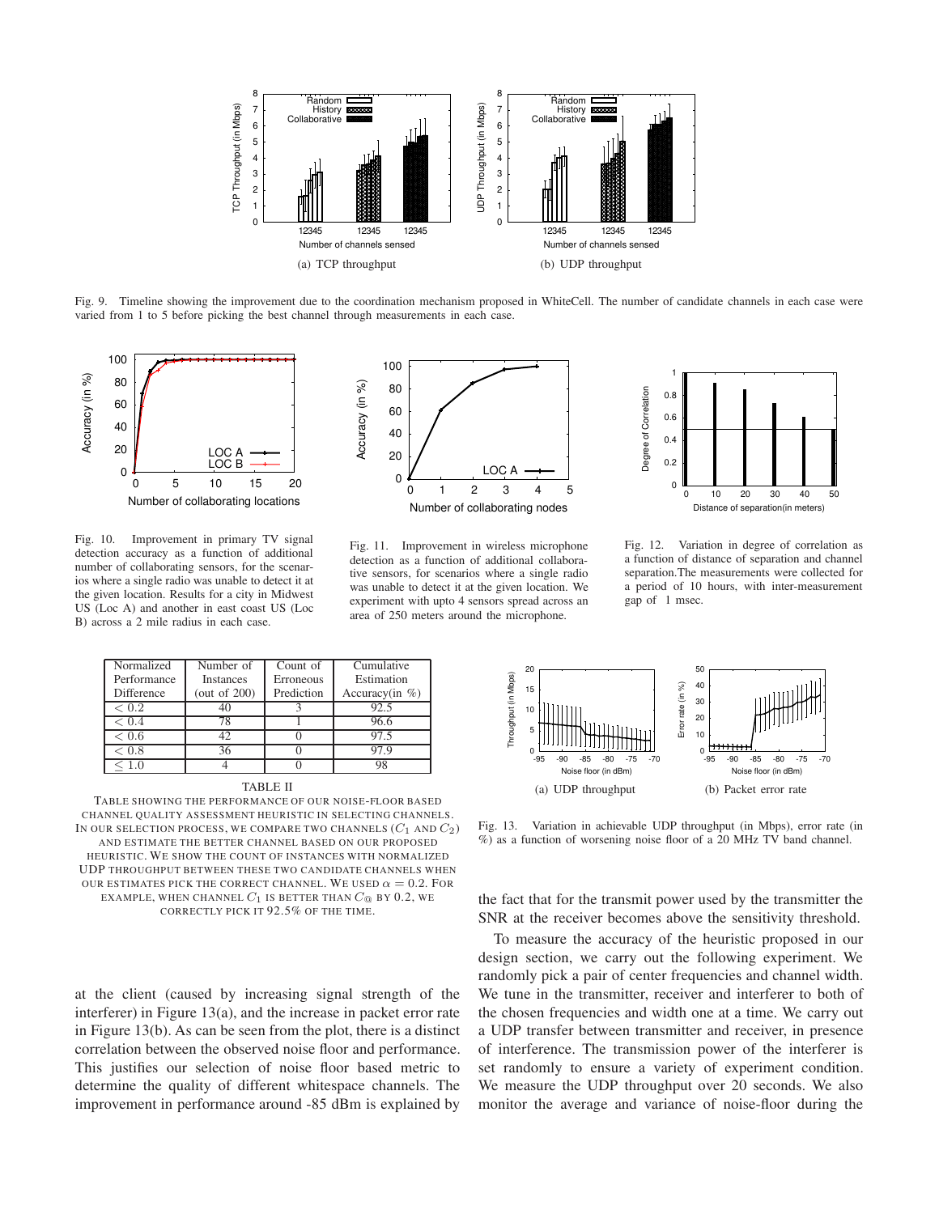(a) TCP throughput

(b) UDP throughput

Fig. 9. Timeline showing the improvement due to the coordination mechanism proposed in WhiteCell. The number of candidate channels in each case were varied from 1 to 5 before picking the best channel through measurements in each case.

Fig. 10. Improvement in primary TV signal detection accuracy as a function of additional number of collaborating sensors, for the scenarios where a single radio was unable to detect it at the given location. Results for a city in Midwest US (Loc A) and another in east coast US (Loc B) across a 2 mile radius in each case.

Fig. 11. Improvement in wireless microphone detection as a function of additional collaborative sensors, for scenarios where a single radio was unable to detect it at the given location. We experiment with upto 4 sensors spread across an area of 250 meters around the microphone.

Fig. 12. Variation in degree of correlation as a function of distance of separation and channel separation.The measurements were collected for a period of 10 hours, with inter-measurement gap of 1 msec.

| Normalized Performance Difference | Number of Instances (out of 200) | Count of Erroneous Prediction | Cumulative Estimation Accuracy(in %) |
|---|---|---|---|
| $< 0.2$ | 40 | 3 | 92.5 |
| $< 0.4$ | 78 | 1 | 96.6 |
| $< 0.6$ | 42 | 0 | 97.5 |
| $< 0.8$ | 36 | 0 | 97.9 |
| $\leq 1.0$ | 4 | 0 | 98 |

TABLE II

TABLE SHOWING THE PERFORMANCE OF OUR NOISE-FLOOR BASED CHANNEL QUALITY ASSESSMENT HEURISTIC IN SELECTING CHANNELS. IN OUR SELECTION PROCESS, WE COMPARE TWO CHANNELS ($C_1$ AND $C_2$) AND ESTIMATE THE BETTER CHANNEL BASED ON OUR PROPOSED HEURISTIC. WE SHOW THE COUNT OF INSTANCES WITH NORMALIZED UDP THROUGHPUT BETWEEN THESE TWO CANDIDATE CHANNELS WHEN OUR ESTIMATES PICK THE CORRECT CHANNEL. WE USED $\alpha = 0.2$. FOR EXAMPLE, WHEN CHANNEL $C_1$ IS BETTER THAN $C_@$ BY 0.2, WE CORRECTLY PICK IT 92.5% OF THE TIME.

(a) UDP throughput

(b) Packet error rate

Fig. 13. Variation in achievable UDP throughput (in Mbps), error rate (in %) as a function of worsening noise floor of a 20 MHz TV band channel.

at the client (caused by increasing signal strength of the interferer) in Figure 13(a), and the increase in packet error rate in Figure 13(b). As can be seen from the plot, there is a distinct correlation between the observed noise floor and performance. This justifies our selection of noise floor based metric to determine the quality of different whitespace channels. The improvement in performance around -85 dBm is explained by the fact that for the transmit power used by the transmitter the SNR at the receiver becomes above the sensitivity threshold.

To measure the accuracy of the heuristic proposed in our design section, we carry out the following experiment. We randomly pick a pair of center frequencies and channel width. We tune in the transmitter, receiver and interferer to both of the chosen frequencies and width one at a time. We carry out a UDP transfer between transmitter and receiver, in presence of interference. The transmission power of the interferer is set randomly to ensure a variety of experiment condition. We measure the UDP throughput over 20 seconds. We also monitor the average and variance of noise-floor during the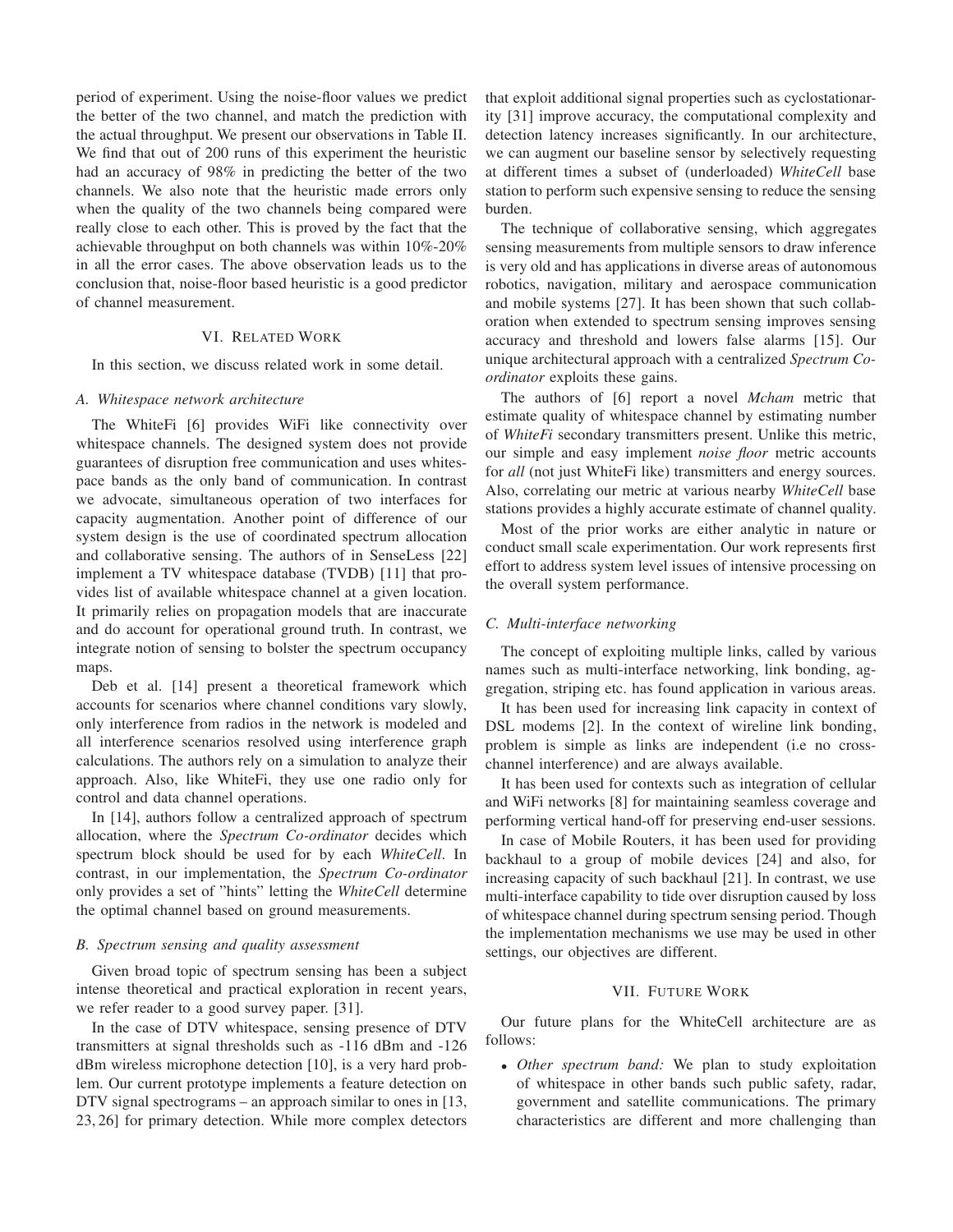period of experiment. Using the noise-floor values we predict the better of the two channel, and match the prediction with the actual throughput. We present our observations in Table II. We find that out of 200 runs of this experiment the heuristic had an accuracy of 98% in predicting the better of the two channels. We also note that the heuristic made errors only when the quality of the two channels being compared were really close to each other. This is proved by the fact that the achievable throughput on both channels was within 10%-20% in all the error cases. The above observation leads us to the conclusion that, noise-floor based heuristic is a good predictor of channel measurement.

## VI. Related Work

In this section, we discuss related work in some detail.

### A. Whitespace network architecture

The WhiteFi [6] provides WiFi like connectivity over whitespace channels. The designed system does not provide guarantees of disruption free communication and uses whitespace bands as the only band of communication. In contrast we advocate, simultaneous operation of two interfaces for capacity augmentation. Another point of difference of our system design is the use of coordinated spectrum allocation and collaborative sensing. The authors of in SenseLess [22] implement a TV whitespace database (TVDB) [11] that provides list of available whitespace channel at a given location. It primarily relies on propagation models that are inaccurate and do account for operational ground truth. In contrast, we integrate notion of sensing to bolster the spectrum occupancy maps.

Deb et al. [14] present a theoretical framework which accounts for scenarios where channel conditions vary slowly, only interference from radios in the network is modeled and all interference scenarios resolved using interference graph calculations. The authors rely on a simulation to analyze their approach. Also, like WhiteFi, they use one radio only for control and data channel operations.

In [14], authors follow a centralized approach of spectrum allocation, where the *Spectrum Co-ordinator* decides which spectrum block should be used for by each *WhiteCell*. In contrast, in our implementation, the *Spectrum Co-ordinator* only provides a set of "hints" letting the *WhiteCell* determine the optimal channel based on ground measurements.

### B. Spectrum sensing and quality assessment

Given broad topic of spectrum sensing has been a subject intense theoretical and practical exploration in recent years, we refer reader to a good survey paper. [31].

In the case of DTV whitespace, sensing presence of DTV transmitters at signal thresholds such as -116 dBm and -126 dBm wireless microphone detection [10], is a very hard problem. Our current prototype implements a feature detection on DTV signal spectrograms – an approach similar to ones in [13, 23, 26] for primary detection. While more complex detectors that exploit additional signal properties such as cyclostationarity [31] improve accuracy, the computational complexity and detection latency increases significantly. In our architecture, we can augment our baseline sensor by selectively requesting at different times a subset of (underloaded) *WhiteCell* base station to perform such expensive sensing to reduce the sensing burden.

The technique of collaborative sensing, which aggregates sensing measurements from multiple sensors to draw inference is very old and has applications in diverse areas of autonomous robotics, navigation, military and aerospace communication and mobile systems [27]. It has been shown that such collaboration when extended to spectrum sensing improves sensing accuracy and threshold and lowers false alarms [15]. Our unique architectural approach with a centralized *Spectrum Co-ordinator* exploits these gains.

The authors of [6] report a novel *Mcham* metric that estimate quality of whitespace channel by estimating number of *WhiteFi* secondary transmitters present. Unlike this metric, our simple and easy implement *noise floor* metric accounts for *all* (not just WhiteFi like) transmitters and energy sources. Also, correlating our metric at various nearby *WhiteCell* base stations provides a highly accurate estimate of channel quality.

Most of the prior works are either analytic in nature or conduct small scale experimentation. Our work represents first effort to address system level issues of intensive processing on the overall system performance.

### C. Multi-interface networking

The concept of exploiting multiple links, called by various names such as multi-interface networking, link bonding, aggregation, striping etc. has found application in various areas.

It has been used for increasing link capacity in context of DSL modems [2]. In the context of wireline link bonding, problem is simple as links are independent (i.e no cross-channel interference) and are always available.

It has been used for contexts such as integration of cellular and WiFi networks [8] for maintaining seamless coverage and performing vertical hand-off for preserving end-user sessions.

In case of Mobile Routers, it has been used for providing backhaul to a group of mobile devices [24] and also, for increasing capacity of such backhaul [21]. In contrast, we use multi-interface capability to tide over disruption caused by loss of whitespace channel during spectrum sensing period. Though the implementation mechanisms we use may be used in other settings, our objectives are different.

## VII. Future Work

Our future plans for the WhiteCell architecture are as follows:

- *Other spectrum band:* We plan to study exploitation of whitespace in other bands such public safety, radar, government and satellite communications. The primary characteristics are different and more challenging than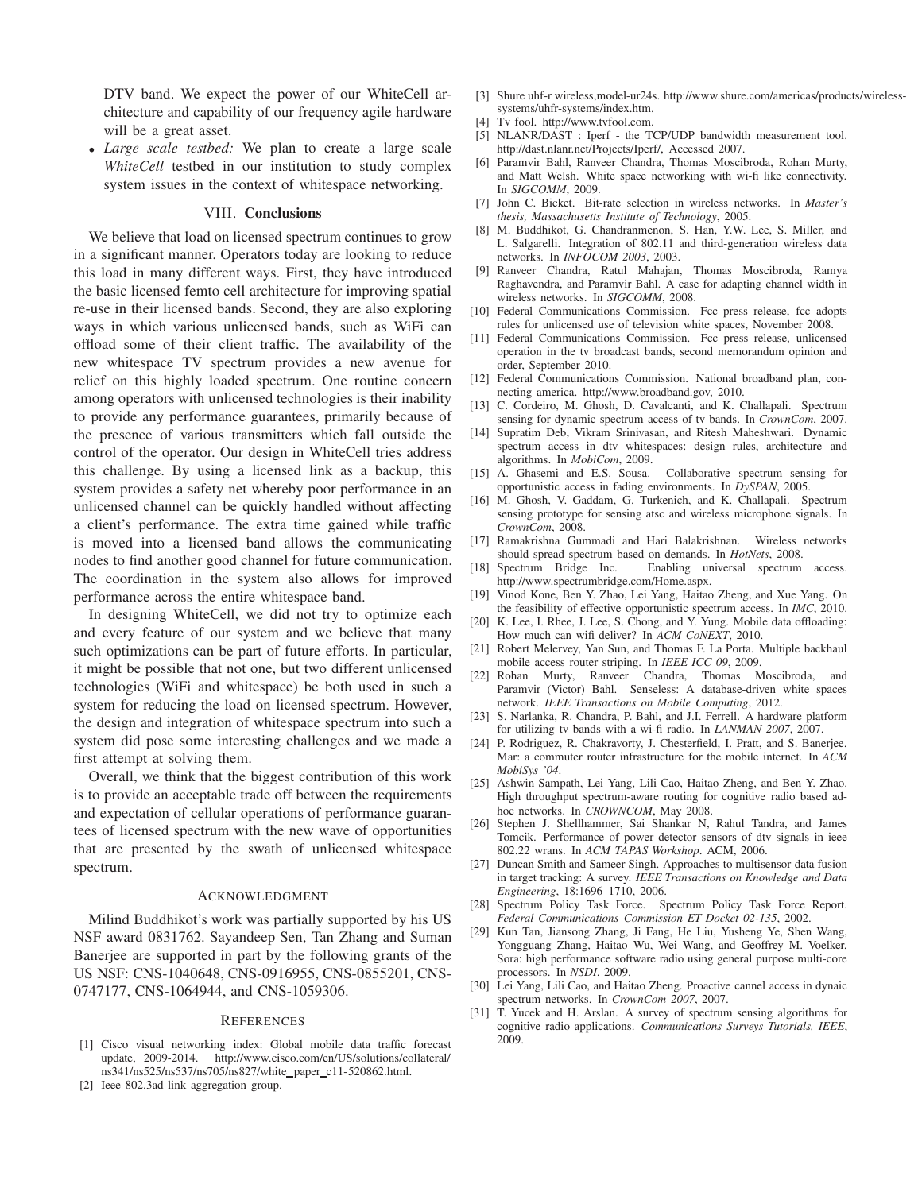DTV band. We expect the power of our WhiteCell architecture and capability of our frequency agile hardware will be a great asset.

- *Large scale testbed:* We plan to create a large scale *WhiteCell* testbed in our institution to study complex system issues in the context of whitespace networking.

## VIII. Conclusions

We believe that load on licensed spectrum continues to grow in a significant manner. Operators today are looking to reduce this load in many different ways. First, they have introduced the basic licensed femto cell architecture for improving spatial re-use in their licensed bands. Second, they are also exploring ways in which various unlicensed bands, such as WiFi can offload some of their client traffic. The availability of the new whitespace TV spectrum provides a new avenue for relief on this highly loaded spectrum. One routine concern among operators with unlicensed technologies is their inability to provide any performance guarantees, primarily because of the presence of various transmitters which fall outside the control of the operator. Our design in WhiteCell tries address this challenge. By using a licensed link as a backup, this system provides a safety net whereby poor performance in an unlicensed channel can be quickly handled without affecting a client's performance. The extra time gained while traffic is moved into a licensed band allows the communicating nodes to find another good channel for future communication. The coordination in the system also allows for improved performance across the entire whitespace band.

In designing WhiteCell, we did not try to optimize each and every feature of our system and we believe that many such optimizations can be part of future efforts. In particular, it might be possible that not one, but two different unlicensed technologies (WiFi and whitespace) be both used in such a system for reducing the load on licensed spectrum. However, the design and integration of whitespace spectrum into such a system did pose some interesting challenges and we made a first attempt at solving them.

Overall, we think that the biggest contribution of this work is to provide an acceptable trade off between the requirements and expectation of cellular operations of performance guarantees of licensed spectrum with the new wave of opportunities that are presented by the swath of unlicensed whitespace spectrum.

## Acknowledgment

Milind Buddhikot's work was partially supported by his US NSF award 0831762. Sayandeep Sen, Tan Zhang and Suman Banerjee are supported in part by the following grants of the US NSF: CNS-1040648, CNS-0916955, CNS-0855201, CNS-0747177, CNS-1064944, and CNS-1059306.

## References

[1] Cisco visual networking index: Global mobile data traffic forecast update, 2009-2014. http://www.cisco.com/en/US/solutions/collateral/ns341/ns525/ns537/ns705/ns827/white_paper_c11-520862.html.

[2] Ieee 802.3ad link aggregation group.

[3] Shure uhf-r wireless,model-ur24s. http://www.shure.com/americas/products/wireless-systems/uhfr-systems/index.htm.

[4] Tv fool. http://www.tvfool.com.

[5] NLANR/DAST : Iperf - the TCP/UDP bandwidth measurement tool. http://dast.nlanr.net/Projects/Iperf/, Accessed 2007.

[6] Paramvir Bahl, Ranveer Chandra, Thomas Moscibroda, Rohan Murty, and Matt Welsh. White space networking with wi-fi like connectivity. In *SIGCOMM*, 2009.

[7] John C. Bicket. Bit-rate selection in wireless networks. In *Master's thesis, Massachusetts Institute of Technology*, 2005.

[8] M. Buddhikot, G. Chandranmenon, S. Han, Y.W. Lee, S. Miller, and L. Salgarelli. Integration of 802.11 and third-generation wireless data networks. In *INFOCOM 2003*, 2003.

[9] Ranveer Chandra, Ratul Mahajan, Thomas Moscibroda, Ramya Raghavendra, and Paramvir Bahl. A case for adapting channel width in wireless networks. In *SIGCOMM*, 2008.

[10] Federal Communications Commission. Fcc press release, fcc adopts rules for unlicensed use of television white spaces, November 2008.

[11] Federal Communications Commission. Fcc press release, unlicensed operation in the tv broadcast bands, second memorandum opinion and order, September 2010.

[12] Federal Communications Commission. National broadband plan, connecting america. http://www.broadband.gov, 2010.

[13] C. Cordeiro, M. Ghosh, D. Cavalcanti, and K. Challapali. Spectrum sensing for dynamic spectrum access of tv bands. In *CrownCom*, 2007.

[14] Supratim Deb, Vikram Srinivasan, and Ritesh Maheshwari. Dynamic spectrum access in dtv whitespaces: design rules, architecture and algorithms. In *MobiCom*, 2009.

[15] A. Ghasemi and E.S. Sousa. Collaborative spectrum sensing for opportunistic access in fading environments. In *DySPAN*, 2005.

[16] M. Ghosh, V. Gaddam, G. Turkenich, and K. Challapali. Spectrum sensing prototype for sensing atsc and wireless microphone signals. In *CrownCom*, 2008.

[17] Ramakrishna Gummadi and Hari Balakrishnan. Wireless networks should spread spectrum based on demands. In *HotNets*, 2008.

[18] Spectrum Bridge Inc. Enabling universal spectrum access. http://www.spectrumbridge.com/Home.aspx.

[19] Vinod Kone, Ben Y. Zhao, Lei Yang, Haitao Zheng, and Xue Yang. On the feasibility of effective opportunistic spectrum access. In *IMC*, 2010.

[20] K. Lee, I. Rhee, J. Lee, S. Chong, and Y. Yung. Mobile data offloading: How much can wifi deliver? In *ACM CoNEXT*, 2010.

[21] Robert Melervey, Yan Sun, and Thomas F. La Porta. Multiple backhaul mobile access router striping. In *IEEE ICC 09*, 2009.

[22] Rohan Murty, Ranveer Chandra, Thomas Moscibroda, and Paramvir (Victor) Bahl. Senseless: A database-driven white spaces network. *IEEE Transactions on Mobile Computing*, 2012.

[23] S. Narlanka, R. Chandra, P. Bahl, and J.I. Ferrell. A hardware platform for utilizing tv bands with a wi-fi radio. In *LANMAN 2007*, 2007.

[24] P. Rodriguez, R. Chakravorty, J. Chesterfield, I. Pratt, and S. Banerjee. Mar: a commuter router infrastructure for the mobile internet. In *ACM MobiSys '04*.

[25] Ashwin Sampath, Lei Yang, Lili Cao, Haitao Zheng, and Ben Y. Zhao. High throughput spectrum-aware routing for cognitive radio based ad-hoc networks. In *CROWNCOM*, May 2008.

[26] Stephen J. Shellhammer, Sai Shankar N, Rahul Tandra, and James Tomcik. Performance of power detector sensors of dtv signals in ieee 802.22 wrans. In *ACM TAPAS Workshop*. ACM, 2006.

[27] Duncan Smith and Sameer Singh. Approaches to multisensor data fusion in target tracking: A survey. *IEEE Transactions on Knowledge and Data Engineering*, 18:1696–1710, 2006.

[28] Spectrum Policy Task Force. Spectrum Policy Task Force Report. *Federal Communications Commission ET Docket 02-135*, 2002.

[29] Kun Tan, Jiansong Zhang, Ji Fang, He Liu, Yusheng Ye, Shen Wang, Yongguang Zhang, Haitao Wu, Wei Wang, and Geoffrey M. Voelker. Sora: high performance software radio using general purpose multi-core processors. In *NSDI*, 2009.

[30] Lei Yang, Lili Cao, and Haitao Zheng. Proactive cannel access in dynaic spectrum networks. In *CrownCom 2007*, 2007.

[31] T. Yucek and H. Arslan. A survey of spectrum sensing algorithms for cognitive radio applications. *Communications Surveys Tutorials, IEEE*, 2009.